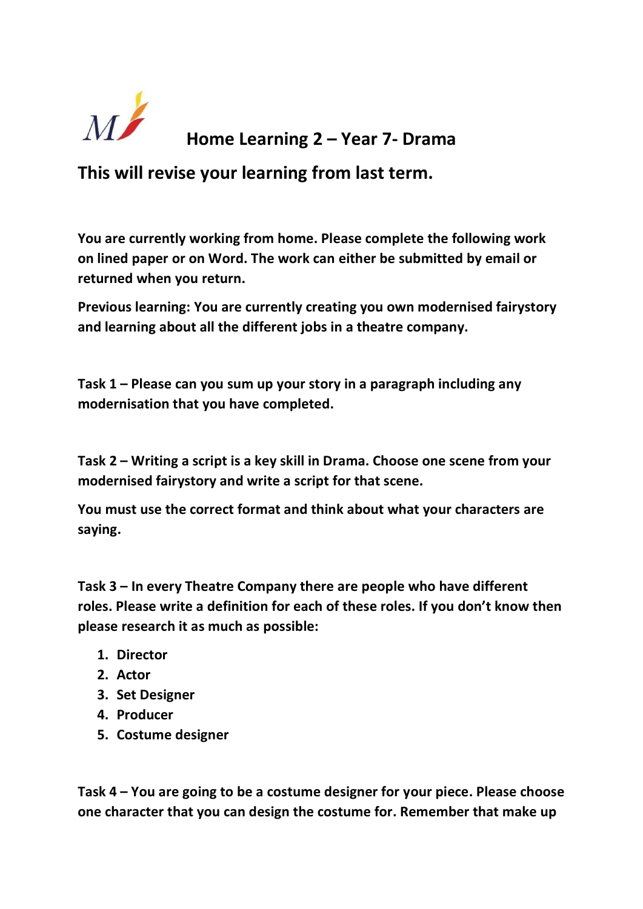# Home Learning 2 – Year 7- Drama

## This will revise your learning from last term.

**You are currently working from home. Please complete the following work on lined paper or on Word. The work can either be submitted by email or returned when you return.**

**Previous learning: You are currently creating you own modernised fairystory and learning about all the different jobs in a theatre company.**

**Task 1 – Please can you sum up your story in a paragraph including any modernisation that you have completed.**

**Task 2 – Writing a script is a key skill in Drama. Choose one scene from your modernised fairystory and write a script for that scene.**

**You must use the correct format and think about what your characters are saying.**

**Task 3 – In every Theatre Company there are people who have different roles. Please write a definition for each of these roles. If you don't know then please research it as much as possible:**

1. **Director**
2. **Actor**
3. **Set Designer**
4. **Producer**
5. **Costume designer**

**Task 4 – You are going to be a costume designer for your piece. Please choose one character that you can design the costume for. Remember that make up**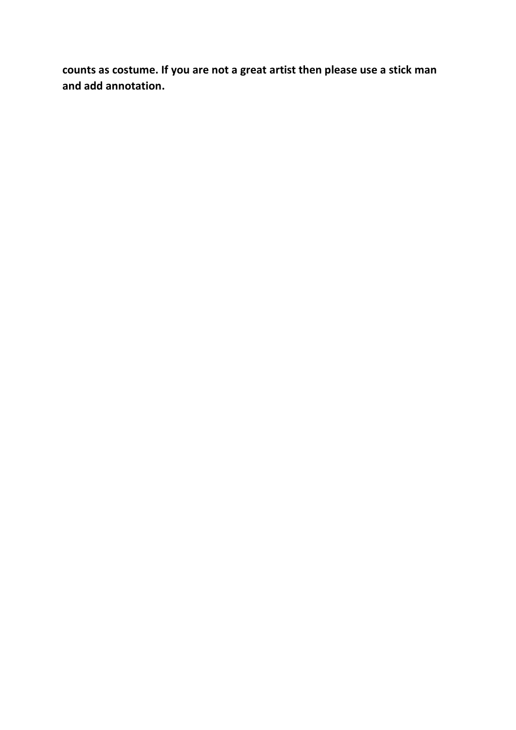**counts as costume. If you are not a great artist then please use a stick man and add annotation.**